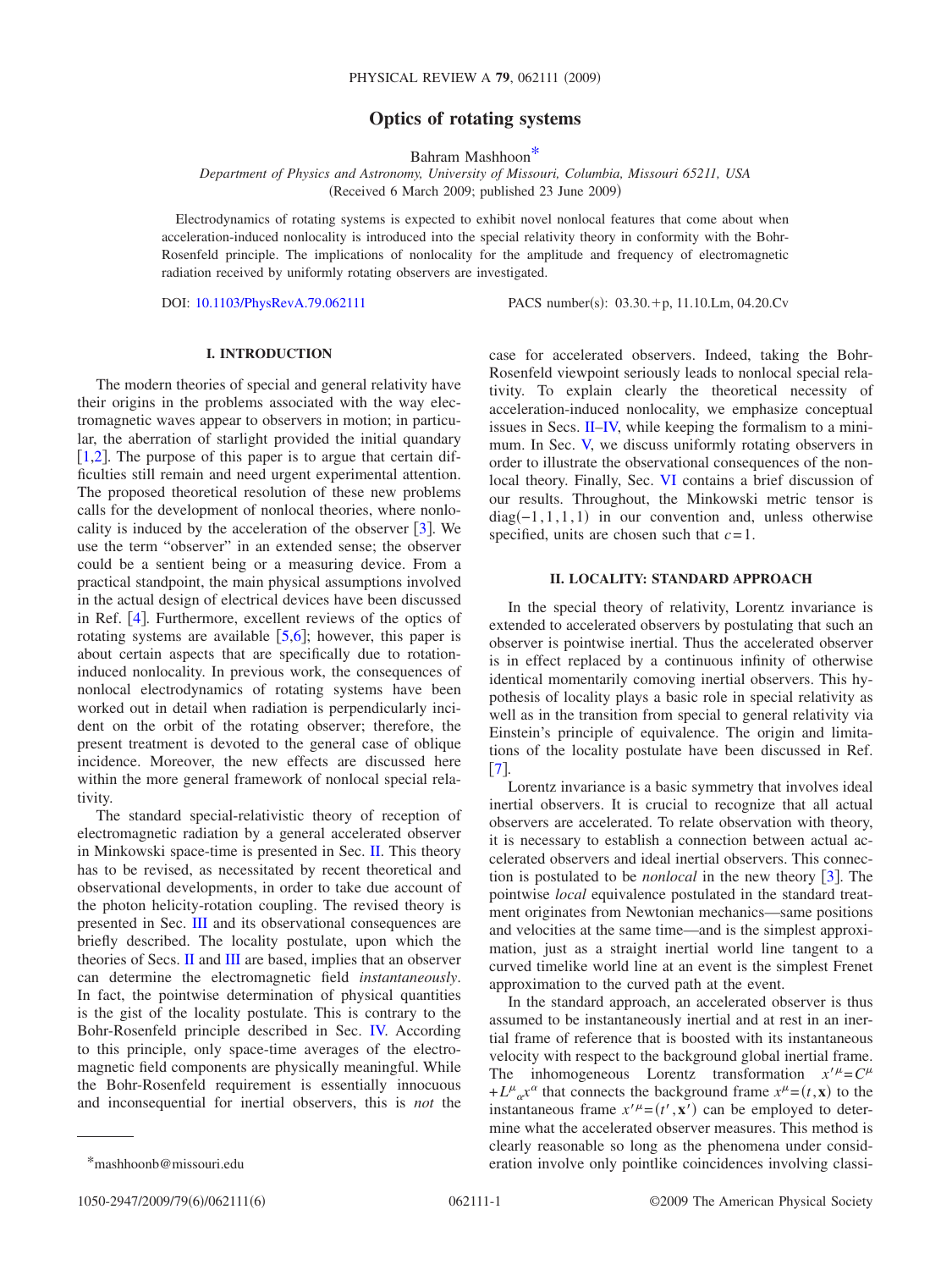# Optics of rotating systems

Bahram Mashhoon*

*Department of Physics and Astronomy, University of Missouri, Columbia, Missouri 65211, USA*

(Received 6 March 2009; published 23 June 2009)

Electrodynamics of rotating systems is expected to exhibit novel nonlocal features that come about when acceleration-induced nonlocality is introduced into the special relativity theory in conformity with the Bohr-Rosenfeld principle. The implications of nonlocality for the amplitude and frequency of electromagnetic radiation received by uniformly rotating observers are investigated.

DOI: 10.1103/PhysRevA.79.062111 PACS number(s): 03.30.+p, 11.10.Lm, 04.20.Cv

## I. INTRODUCTION

The modern theories of special and general relativity have their origins in the problems associated with the way electromagnetic waves appear to observers in motion; in particular, the aberration of starlight provided the initial quandary [1,2]. The purpose of this paper is to argue that certain difficulties still remain and need urgent experimental attention. The proposed theoretical resolution of these new problems calls for the development of nonlocal theories, where nonlocality is induced by the acceleration of the observer [3]. We use the term "observer" in an extended sense; the observer could be a sentient being or a measuring device. From a practical standpoint, the main physical assumptions involved in the actual design of electrical devices have been discussed in Ref. [4]. Furthermore, excellent reviews of the optics of rotating systems are available [5,6]; however, this paper is about certain aspects that are specifically due to rotation-induced nonlocality. In previous work, the consequences of nonlocal electrodynamics of rotating systems have been worked out in detail when radiation is perpendicularly incident on the orbit of the rotating observer; therefore, the present treatment is devoted to the general case of oblique incidence. Moreover, the new effects are discussed here within the more general framework of nonlocal special relativity.

The standard special-relativistic theory of reception of electromagnetic radiation by a general accelerated observer in Minkowski space-time is presented in Sec. II. This theory has to be revised, as necessitated by recent theoretical and observational developments, in order to take due account of the photon helicity-rotation coupling. The revised theory is presented in Sec. III and its observational consequences are briefly described. The locality postulate, upon which the theories of Secs. II and III are based, implies that an observer can determine the electromagnetic field *instantaneously*. In fact, the pointwise determination of physical quantities is the gist of the locality postulate. This is contrary to the Bohr-Rosenfeld principle described in Sec. IV. According to this principle, only space-time averages of the electromagnetic field components are physically meaningful. While the Bohr-Rosenfeld requirement is essentially innocuous and inconsequential for inertial observers, this is *not* the case for accelerated observers. Indeed, taking the Bohr-Rosenfeld viewpoint seriously leads to nonlocal special relativity. To explain clearly the theoretical necessity of acceleration-induced nonlocality, we emphasize conceptual issues in Secs. II–IV, while keeping the formalism to a minimum. In Sec. V, we discuss uniformly rotating observers in order to illustrate the observational consequences of the nonlocal theory. Finally, Sec. VI contains a brief discussion of our results. Throughout, the Minkowski metric tensor is $\mathrm{diag}(-1,1,1,1)$ in our convention and, unless otherwise specified, units are chosen such that $c=1$.

## II. LOCALITY: STANDARD APPROACH

In the special theory of relativity, Lorentz invariance is extended to accelerated observers by postulating that such an observer is pointwise inertial. Thus the accelerated observer is in effect replaced by a continuous infinity of otherwise identical momentarily comoving inertial observers. This hypothesis of locality plays a basic role in special relativity as well as in the transition from special to general relativity via Einstein's principle of equivalence. The origin and limitations of the locality postulate have been discussed in Ref. [7].

Lorentz invariance is a basic symmetry that involves ideal inertial observers. It is crucial to recognize that all actual observers are accelerated. To relate observation with theory, it is necessary to establish a connection between actual accelerated observers and ideal inertial observers. This connection is postulated to be *nonlocal* in the new theory [3]. The pointwise *local* equivalence postulated in the standard treatment originates from Newtonian mechanics—same positions and velocities at the same time—and is the simplest approximation, just as a straight inertial world line tangent to a curved timelike world line at an event is the simplest Frenet approximation to the curved path at the event.

In the standard approach, an accelerated observer is thus assumed to be instantaneously inertial and at rest in an inertial frame of reference that is boosted with its instantaneous velocity with respect to the background global inertial frame. The inhomogeneous Lorentz transformation $x'^{\mu}=C^{\mu}+L^{\mu}{}_{\alpha}x^{\alpha}$ that connects the background frame $x^{\mu}=(t,\mathbf{x})$ to the instantaneous frame $x'^{\mu}=(t',\mathbf{x}')$ can be employed to determine what the accelerated observer measures. This method is clearly reasonable so long as the phenomena under consideration involve only pointlike coincidences involving classi-

*mashhoonb@missouri.edu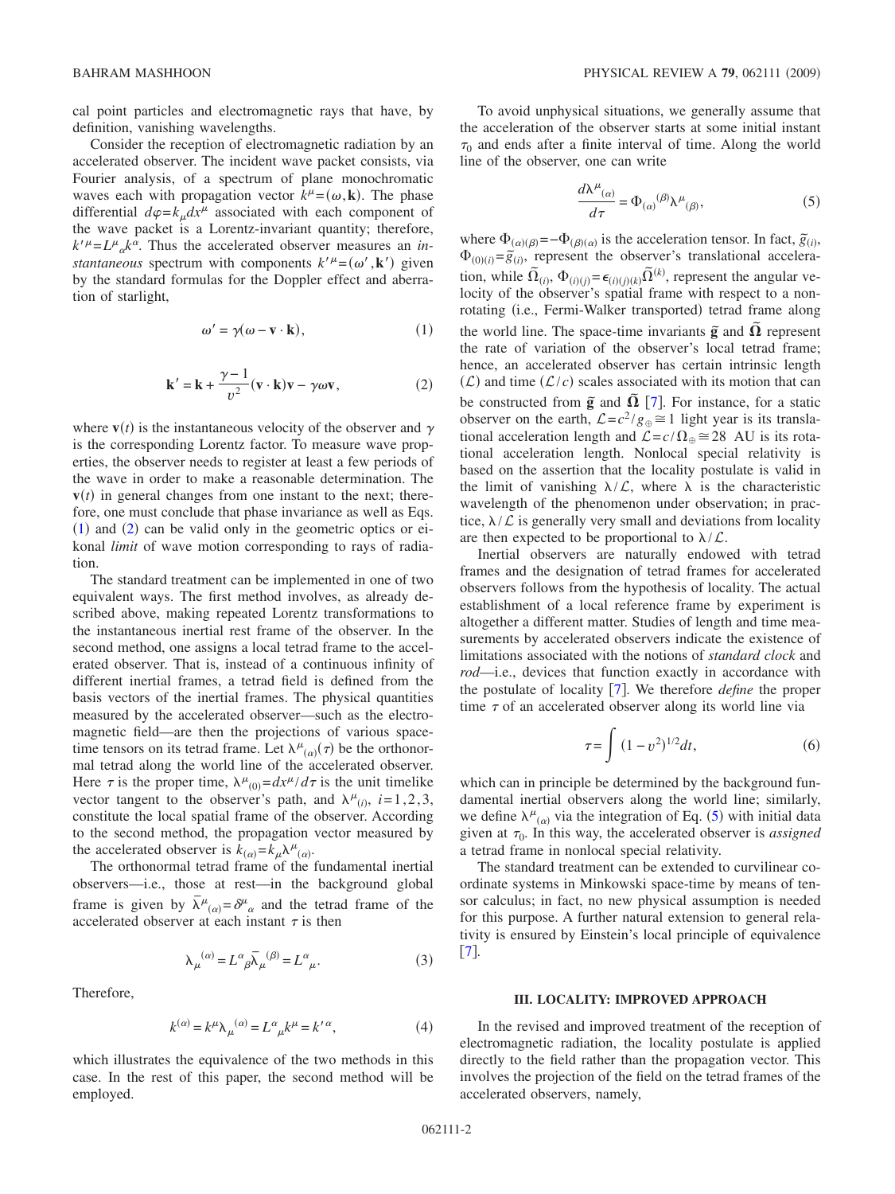cal point particles and electromagnetic rays that have, by definition, vanishing wavelengths.

Consider the reception of electromagnetic radiation by an accelerated observer. The incident wave packet consists, via Fourier analysis, of a spectrum of plane monochromatic waves each with propagation vector $k^\mu=(\omega,\mathbf{k})$. The phase differential $d\varphi=k_\mu dx^\mu$ associated with each component of the wave packet is a Lorentz-invariant quantity; therefore, $k'^\mu=L^\mu{}_\alpha k^\alpha$. Thus the accelerated observer measures an *instantaneous* spectrum with components $k'^\mu=(\omega',\mathbf{k}')$ given by the standard formulas for the Doppler effect and aberration of starlight,

$$\omega' = \gamma(\omega - \mathbf{v}\cdot\mathbf{k}), \tag{1}$$

$$\mathbf{k}' = \mathbf{k} + \frac{\gamma-1}{v^2}(\mathbf{v}\cdot\mathbf{k})\mathbf{v} - \gamma\omega\mathbf{v}, \tag{2}$$

where $\mathbf{v}(t)$ is the instantaneous velocity of the observer and $\gamma$ is the corresponding Lorentz factor. To measure wave properties, the observer needs to register at least a few periods of the wave in order to make a reasonable determination. The $\mathbf{v}(t)$ in general changes from one instant to the next; therefore, one must conclude that phase invariance as well as Eqs. (1) and (2) can be valid only in the geometric optics or eikonal *limit* of wave motion corresponding to rays of radiation.

The standard treatment can be implemented in one of two equivalent ways. The first method involves, as already described above, making repeated Lorentz transformations to the instantaneous inertial rest frame of the observer. In the second method, one assigns a local tetrad frame to the accelerated observer. That is, instead of a continuous infinity of different inertial frames, a tetrad field is defined from the basis vectors of the inertial frames. The physical quantities measured by the accelerated observer—such as the electromagnetic field—are then the projections of various spacetime tensors on its tetrad frame. Let $\lambda^\mu{}_{(\alpha)}(\tau)$ be the orthonormal tetrad along the world line of the accelerated observer. Here $\tau$ is the proper time, $\lambda^\mu{}_{(0)}=dx^\mu/d\tau$ is the unit timelike vector tangent to the observer's path, and $\lambda^\mu{}_{(i)}$, $i=1,2,3$, constitute the local spatial frame of the observer. According to the second method, the propagation vector measured by the accelerated observer is $k_{(\alpha)}=k_\mu\lambda^\mu{}_{(\alpha)}$.

The orthonormal tetrad frame of the fundamental inertial observers—i.e., those at rest—in the background global frame is given by $\bar{\lambda}^\mu{}_{(\alpha)}=\delta^\mu{}_\alpha$ and the tetrad frame of the accelerated observer at each instant $\tau$ is then

$$\lambda_\mu{}^{(\alpha)} = L^\alpha{}_\beta\bar{\lambda}_\mu{}^{(\beta)} = L^\alpha{}_\mu. \tag{3}$$

Therefore,

$$k^{(\alpha)} = k^\mu\lambda_\mu{}^{(\alpha)} = L^\alpha{}_\mu k^\mu = k'^\alpha, \tag{4}$$

which illustrates the equivalence of the two methods in this case. In the rest of this paper, the second method will be employed.

To avoid unphysical situations, we generally assume that the acceleration of the observer starts at some initial instant $\tau_0$ and ends after a finite interval of time. Along the world line of the observer, one can write

$$\frac{d\lambda^\mu{}_{(\alpha)}}{d\tau} = \Phi_{(\alpha)}{}^{(\beta)}\lambda^\mu{}_{(\beta)}, \tag{5}$$

where $\Phi_{(\alpha)(\beta)}=-\Phi_{(\beta)(\alpha)}$ is the acceleration tensor. In fact, $\tilde{g}_{(i)}$, $\Phi_{(0)(i)}=\tilde{g}_{(i)}$, represent the observer's translational acceleration, while $\tilde{\Omega}_{(i)}$, $\Phi_{(i)(j)}=\epsilon_{(i)(j)(k)}\tilde{\Omega}^{(k)}$, represent the angular velocity of the observer's spatial frame with respect to a nonrotating (i.e., Fermi-Walker transported) tetrad frame along the world line. The space-time invariants $\tilde{\mathbf{g}}$ and $\tilde{\mathbf{\Omega}}$ represent the rate of variation of the observer's local tetrad frame; hence, an accelerated observer has certain intrinsic length ($\mathcal{L}$) and time ($\mathcal{L}/c$) scales associated with its motion that can be constructed from $\tilde{\mathbf{g}}$ and $\tilde{\mathbf{\Omega}}$ [7]. For instance, for a static observer on the earth, $\mathcal{L}=c^2/g_\oplus \cong 1$ light year is its translational acceleration length and $\mathcal{L}=c/\Omega_\oplus \cong 28$ AU is its rotational acceleration length. Nonlocal special relativity is based on the assertion that the locality postulate is valid in the limit of vanishing $\lambda/\mathcal{L}$, where $\lambda$ is the characteristic wavelength of the phenomenon under observation; in practice, $\lambda/\mathcal{L}$ is generally very small and deviations from locality are then expected to be proportional to $\lambda/\mathcal{L}$.

Inertial observers are naturally endowed with tetrad frames and the designation of tetrad frames for accelerated observers follows from the hypothesis of locality. The actual establishment of a local reference frame by experiment is altogether a different matter. Studies of length and time measurements by accelerated observers indicate the existence of limitations associated with the notions of *standard clock* and *rod*—i.e., devices that function exactly in accordance with the postulate of locality [7]. We therefore *define* the proper time $\tau$ of an accelerated observer along its world line via

$$\tau = \int (1-v^2)^{1/2}dt, \tag{6}$$

which can in principle be determined by the background fundamental inertial observers along the world line; similarly, we define $\lambda^\mu{}_{(\alpha)}$ via the integration of Eq. (5) with initial data given at $\tau_0$. In this way, the accelerated observer is *assigned* a tetrad frame in nonlocal special relativity.

The standard treatment can be extended to curvilinear coordinate systems in Minkowski space-time by means of tensor calculus; in fact, no new physical assumption is needed for this purpose. A further natural extension to general relativity is ensured by Einstein's local principle of equivalence [7].

## III. LOCALITY: IMPROVED APPROACH

In the revised and improved treatment of the reception of electromagnetic radiation, the locality postulate is applied directly to the field rather than the propagation vector. This involves the projection of the field on the tetrad frames of the accelerated observers, namely,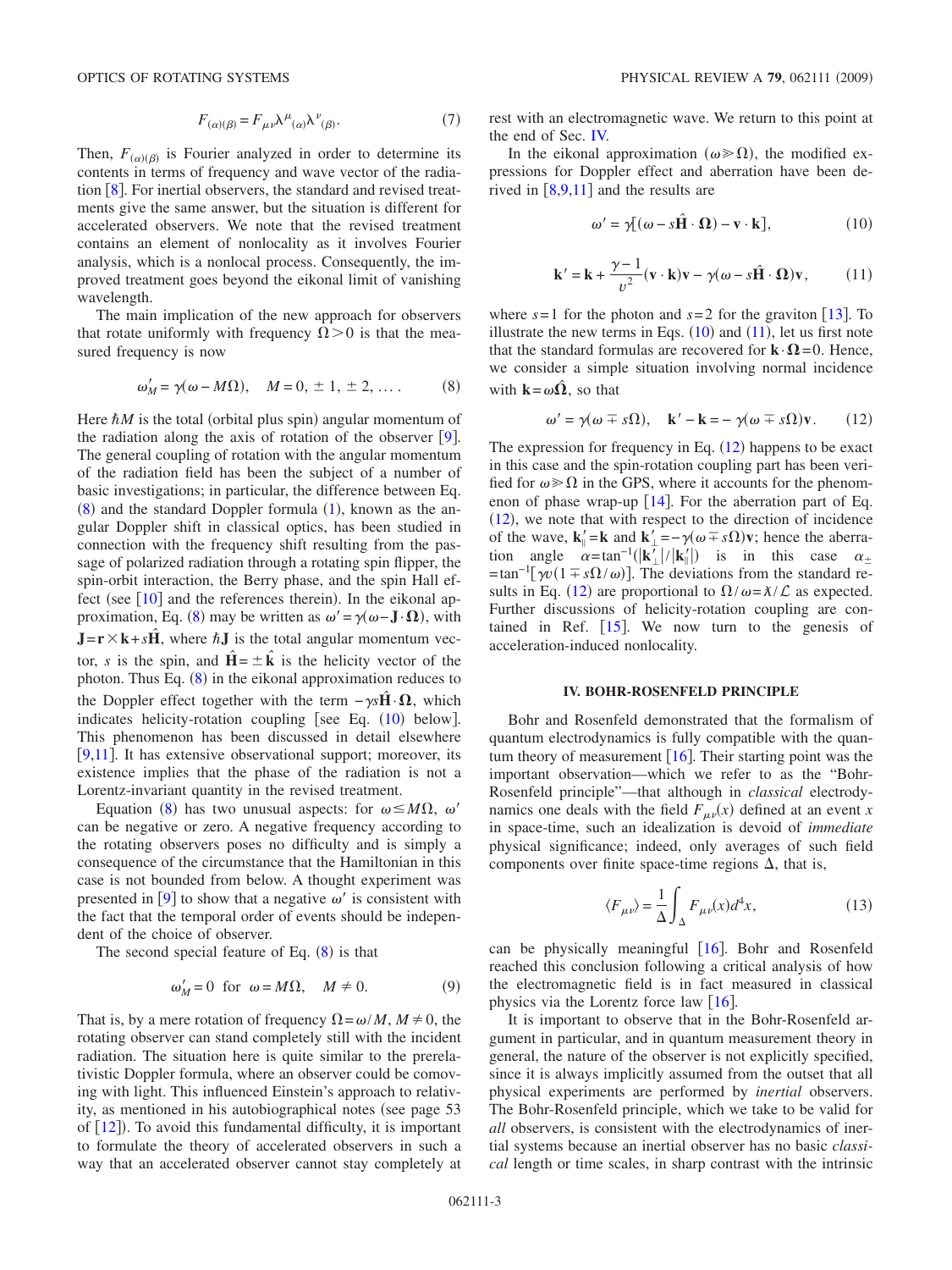$$F_{(\alpha)(\beta)} = F_{\mu\nu}\lambda^{\mu}{}_{(\alpha)}\lambda^{\nu}{}_{(\beta)}. \tag{7}$$

Then, $F_{(\alpha)(\beta)}$ is Fourier analyzed in order to determine its contents in terms of frequency and wave vector of the radiation [8]. For inertial observers, the standard and revised treatments give the same answer, but the situation is different for accelerated observers. We note that the revised treatment contains an element of nonlocality as it involves Fourier analysis, which is a nonlocal process. Consequently, the improved treatment goes beyond the eikonal limit of vanishing wavelength.

The main implication of the new approach for observers that rotate uniformly with frequency $\Omega > 0$ is that the measured frequency is now

$$\omega'_M = \gamma(\omega - M\Omega), \quad M = 0, \pm 1, \pm 2, \ldots . \tag{8}$$

Here $\hbar M$ is the total (orbital plus spin) angular momentum of the radiation along the axis of rotation of the observer [9]. The general coupling of rotation with the angular momentum of the radiation field has been the subject of a number of basic investigations; in particular, the difference between Eq. (8) and the standard Doppler formula (1), known as the angular Doppler shift in classical optics, has been studied in connection with the frequency shift resulting from the passage of polarized radiation through a rotating spin flipper, the spin-orbit interaction, the Berry phase, and the spin Hall effect (see [10] and the references therein). In the eikonal approximation, Eq. (8) may be written as $\omega' = \gamma(\omega - \mathbf{J} \cdot \mathbf{\Omega})$, with $\mathbf{J} = \mathbf{r} \times \mathbf{k} + s\hat{\mathbf{H}}$, where $\hbar\mathbf{J}$ is the total angular momentum vector, $s$ is the spin, and $\hat{\mathbf{H}} = \pm\hat{\mathbf{k}}$ is the helicity vector of the photon. Thus Eq. (8) in the eikonal approximation reduces to the Doppler effect together with the term $-\gamma s\hat{\mathbf{H}} \cdot \mathbf{\Omega}$, which indicates helicity-rotation coupling [see Eq. (10) below]. This phenomenon has been discussed in detail elsewhere [9,11]. It has extensive observational support; moreover, its existence implies that the phase of the radiation is not a Lorentz-invariant quantity in the revised treatment.

Equation (8) has two unusual aspects: for $\omega \le M\Omega$, $\omega'$ can be negative or zero. A negative frequency according to the rotating observers poses no difficulty and is simply a consequence of the circumstance that the Hamiltonian in this case is not bounded from below. A thought experiment was presented in [9] to show that a negative $\omega'$ is consistent with the fact that the temporal order of events should be independent of the choice of observer.

The second special feature of Eq. (8) is that

$$\omega'_M = 0 \;\; \text{for} \;\; \omega = M\Omega, \quad M \neq 0. \tag{9}$$

That is, by a mere rotation of frequency $\Omega = \omega/M$, $M \neq 0$, the rotating observer can stand completely still with the incident radiation. The situation here is quite similar to the prerelativistic Doppler formula, where an observer could be comoving with light. This influenced Einstein's approach to relativity, as mentioned in his autobiographical notes (see page 53 of [12]). To avoid this fundamental difficulty, it is important to formulate the theory of accelerated observers in such a way that an accelerated observer cannot stay completely at rest with an electromagnetic wave. We return to this point at the end of Sec. IV.

In the eikonal approximation ($\omega \gg \Omega$), the modified expressions for Doppler effect and aberration have been derived in [8,9,11] and the results are

$$\omega' = \gamma[(\omega - s\hat{\mathbf{H}} \cdot \mathbf{\Omega}) - \mathbf{v} \cdot \mathbf{k}], \tag{10}$$

$$\mathbf{k}' = \mathbf{k} + \frac{\gamma - 1}{v^2}(\mathbf{v} \cdot \mathbf{k})\mathbf{v} - \gamma(\omega - s\hat{\mathbf{H}} \cdot \mathbf{\Omega})\mathbf{v}, \tag{11}$$

where $s=1$ for the photon and $s=2$ for the graviton [13]. To illustrate the new terms in Eqs. (10) and (11), let us first note that the standard formulas are recovered for $\mathbf{k} \cdot \mathbf{\Omega} = 0$. Hence, we consider a simple situation involving normal incidence with $\mathbf{k} = \omega\hat{\mathbf{\Omega}}$, so that

$$\omega' = \gamma(\omega \mp s\Omega), \quad \mathbf{k}' - \mathbf{k} = -\gamma(\omega \mp s\Omega)\mathbf{v}. \tag{12}$$

The expression for frequency in Eq. (12) happens to be exact in this case and the spin-rotation coupling part has been verified for $\omega \gg \Omega$ in the GPS, where it accounts for the phenomenon of phase wrap-up [14]. For the aberration part of Eq. (12), we note that with respect to the direction of incidence of the wave, $\mathbf{k}'_{\parallel} = \mathbf{k}$ and $\mathbf{k}'_{\perp} = -\gamma(\omega \mp s\Omega)\mathbf{v}$; hence the aberration angle $\alpha = \tan^{-1}(|\mathbf{k}'_{\perp}|/|\mathbf{k}'_{\parallel}|)$ is in this case $\alpha_{\pm} = \tan^{-1}[\gamma v(1 \mp s\Omega/\omega)]$. The deviations from the standard results in Eq. (12) are proportional to $\Omega/\omega = \lambda\!\!\!^{-}/\mathcal{L}$ as expected. Further discussions of helicity-rotation coupling are contained in Ref. [15]. We now turn to the genesis of acceleration-induced nonlocality.

## IV. BOHR-ROSENFELD PRINCIPLE

Bohr and Rosenfeld demonstrated that the formalism of quantum electrodynamics is fully compatible with the quantum theory of measurement [16]. Their starting point was the important observation—which we refer to as the "Bohr-Rosenfeld principle"—that although in *classical* electrodynamics one deals with the field $F_{\mu\nu}(x)$ defined at an event $x$ in space-time, such an idealization is devoid of *immediate* physical significance; indeed, only averages of such field components over finite space-time regions $\Delta$, that is,

$$\langle F_{\mu\nu} \rangle = \frac{1}{\Delta}\int_{\Delta} F_{\mu\nu}(x) d^4x, \tag{13}$$

can be physically meaningful [16]. Bohr and Rosenfeld reached this conclusion following a critical analysis of how the electromagnetic field is in fact measured in classical physics via the Lorentz force law [16].

It is important to observe that in the Bohr-Rosenfeld argument in particular, and in quantum measurement theory in general, the nature of the observer is not explicitly specified, since it is always implicitly assumed from the outset that all physical experiments are performed by *inertial* observers. The Bohr-Rosenfeld principle, which we take to be valid for *all* observers, is consistent with the electrodynamics of inertial systems because an inertial observer has no basic *classical* length or time scales, in sharp contrast with the intrinsic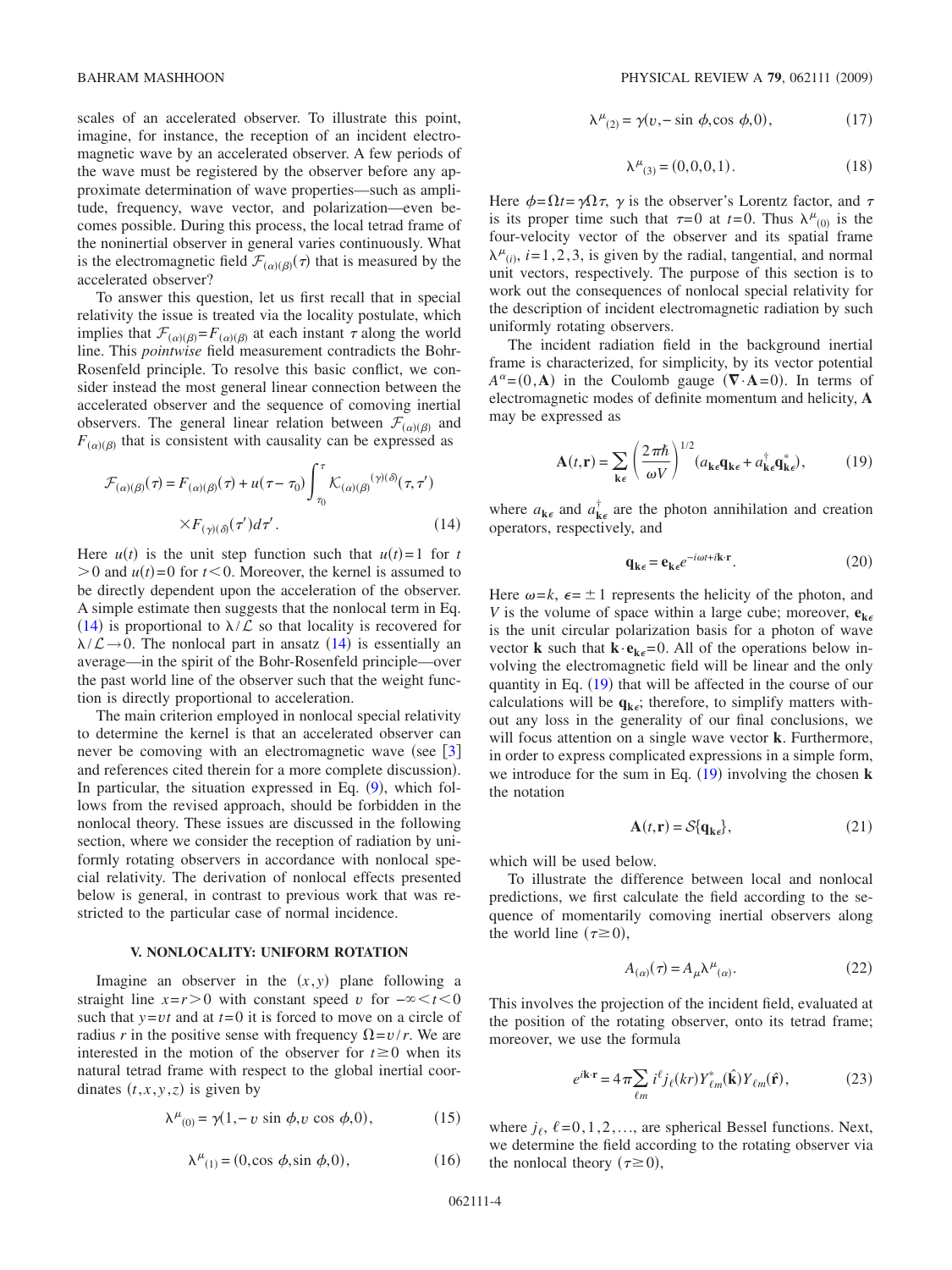scales of an accelerated observer. To illustrate this point, imagine, for instance, the reception of an incident electromagnetic wave by an accelerated observer. A few periods of the wave must be registered by the observer before any approximate determination of wave properties—such as amplitude, frequency, wave vector, and polarization—even becomes possible. During this process, the local tetrad frame of the noninertial observer in general varies continuously. What is the electromagnetic field $\mathcal{F}_{(\alpha)(\beta)}(\tau)$ that is measured by the accelerated observer?

To answer this question, let us first recall that in special relativity the issue is treated via the locality postulate, which implies that $\mathcal{F}_{(\alpha)(\beta)}=F_{(\alpha)(\beta)}$ at each instant $\tau$ along the world line. This *pointwise* field measurement contradicts the Bohr-Rosenfeld principle. To resolve this basic conflict, we consider instead the most general linear connection between the accelerated observer and the sequence of comoving inertial observers. The general linear relation between $\mathcal{F}_{(\alpha)(\beta)}$ and $F_{(\alpha)(\beta)}$ that is consistent with causality can be expressed as

$$\mathcal{F}_{(\alpha)(\beta)}(\tau)=F_{(\alpha)(\beta)}(\tau)+u(\tau-\tau_0)\int_{\tau_0}^{\tau}\mathcal{K}_{(\alpha)(\beta)}{}^{(\gamma)(\delta)}(\tau,\tau')\times F_{(\gamma)(\delta)}(\tau')d\tau'. \tag{14}$$

Here $u(t)$ is the unit step function such that $u(t)=1$ for $t>0$ and $u(t)=0$ for $t<0$. Moreover, the kernel is assumed to be directly dependent upon the acceleration of the observer. A simple estimate then suggests that the nonlocal term in Eq. (14) is proportional to $\lambda/\mathcal{L}$ so that locality is recovered for $\lambda/\mathcal{L}\to 0$. The nonlocal part in ansatz (14) is essentially an average—in the spirit of the Bohr-Rosenfeld principle—over the past world line of the observer such that the weight function is directly proportional to acceleration.

The main criterion employed in nonlocal special relativity to determine the kernel is that an accelerated observer can never be comoving with an electromagnetic wave (see [3] and references cited therein for a more complete discussion). In particular, the situation expressed in Eq. (9), which follows from the revised approach, should be forbidden in the nonlocal theory. These issues are discussed in the following section, where we consider the reception of radiation by uniformly rotating observers in accordance with nonlocal special relativity. The derivation of nonlocal effects presented below is general, in contrast to previous work that was restricted to the particular case of normal incidence.

## V. NONLOCALITY: UNIFORM ROTATION

Imagine an observer in the $(x,y)$ plane following a straight line $x=r>0$ with constant speed $v$ for $-\infty<t<0$ such that $y=vt$ and at $t=0$ it is forced to move on a circle of radius $r$ in the positive sense with frequency $\Omega=v/r$. We are interested in the motion of the observer for $t\ge 0$ when its natural tetrad frame with respect to the global inertial coordinates $(t,x,y,z)$ is given by

$$\lambda^{\mu}{}_{(0)}=\gamma(1,-v\sin\phi,v\cos\phi,0), \tag{15}$$

$$\lambda^{\mu}{}_{(1)}=(0,\cos\phi,\sin\phi,0), \tag{16}$$

$$\lambda^{\mu}{}_{(2)}=\gamma(v,-\sin\phi,\cos\phi,0), \tag{17}$$

$$\lambda^{\mu}{}_{(3)}=(0,0,0,1). \tag{18}$$

Here $\phi=\Omega t=\gamma\Omega\tau$, $\gamma$ is the observer's Lorentz factor, and $\tau$ is its proper time such that $\tau=0$ at $t=0$. Thus $\lambda^{\mu}{}_{(0)}$ is the four-velocity vector of the observer and its spatial frame $\lambda^{\mu}{}_{(i)}$, $i=1,2,3$, is given by the radial, tangential, and normal unit vectors, respectively. The purpose of this section is to work out the consequences of nonlocal special relativity for the description of incident electromagnetic radiation by such uniformly rotating observers.

The incident radiation field in the background inertial frame is characterized, for simplicity, by its vector potential $A^{\alpha}=(0,\mathbf{A})$ in the Coulomb gauge $(\nabla\cdot\mathbf{A}=0)$. In terms of electromagnetic modes of definite momentum and helicity, $\mathbf{A}$ may be expressed as

$$\mathbf{A}(t,\mathbf{r})=\sum_{\mathbf{k}\epsilon}\left(\frac{2\pi\hbar}{\omega V}\right)^{1/2}(a_{\mathbf{k}\epsilon}\mathbf{q}_{\mathbf{k}\epsilon}+a^{\dagger}_{\mathbf{k}\epsilon}\mathbf{q}^{*}_{\mathbf{k}\epsilon}), \tag{19}$$

where $a_{\mathbf{k}\epsilon}$ and $a^{\dagger}_{\mathbf{k}\epsilon}$ are the photon annihilation and creation operators, respectively, and

$$\mathbf{q}_{\mathbf{k}\epsilon}=\mathbf{e}_{\mathbf{k}\epsilon}e^{-i\omega t+i\mathbf{k}\cdot\mathbf{r}}. \tag{20}$$

Here $\omega=k$, $\epsilon=\pm 1$ represents the helicity of the photon, and $V$ is the volume of space within a large cube; moreover, $\mathbf{e}_{\mathbf{k}\epsilon}$ is the unit circular polarization basis for a photon of wave vector $\mathbf{k}$ such that $\mathbf{k}\cdot\mathbf{e}_{\mathbf{k}\epsilon}=0$. All of the operations below involving the electromagnetic field will be linear and the only quantity in Eq. (19) that will be affected in the course of our calculations will be $\mathbf{q}_{\mathbf{k}\epsilon}$; therefore, to simplify matters without any loss in the generality of our final conclusions, we will focus attention on a single wave vector $\mathbf{k}$. Furthermore, in order to express complicated expressions in a simple form, we introduce for the sum in Eq. (19) involving the chosen $\mathbf{k}$ the notation

$$\mathbf{A}(t,\mathbf{r})=\mathcal{S}\{\mathbf{q}_{\mathbf{k}\epsilon}\}, \tag{21}$$

which will be used below.

To illustrate the difference between local and nonlocal predictions, we first calculate the field according to the sequence of momentarily comoving inertial observers along the world line $(\tau\ge 0)$,

$$A_{(\alpha)}(\tau)=A_{\mu}\lambda^{\mu}{}_{(\alpha)}. \tag{22}$$

This involves the projection of the incident field, evaluated at the position of the rotating observer, onto its tetrad frame; moreover, we use the formula

$$e^{i\mathbf{k}\cdot\mathbf{r}}=4\pi\sum_{\ell m}i^{\ell}j_{\ell}(kr)Y^{*}_{\ell m}(\hat{\mathbf{k}})Y_{\ell m}(\hat{\mathbf{r}}), \tag{23}$$

where $j_{\ell}$, $\ell=0,1,2,\ldots$, are spherical Bessel functions. Next, we determine the field according to the rotating observer via the nonlocal theory $(\tau\ge 0)$,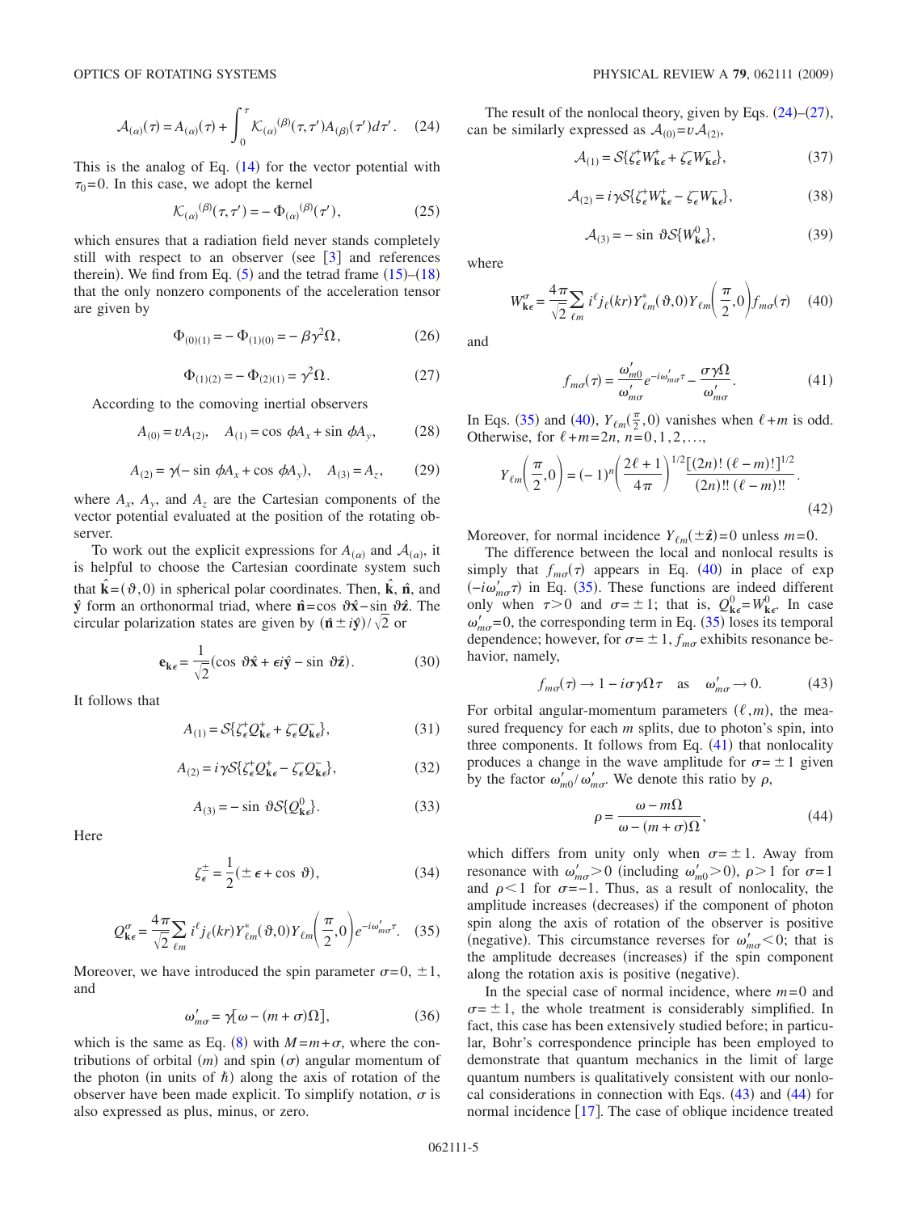$$\mathcal{A}_{(\alpha)}(\tau) = A_{(\alpha)}(\tau) + \int_0^\tau \mathcal{K}_{(\alpha)}{}^{(\beta)}(\tau,\tau')A_{(\beta)}(\tau')d\tau'. \quad (24)$$

This is the analog of Eq. (14) for the vector potential with $\tau_0=0$. In this case, we adopt the kernel

$$\mathcal{K}_{(\alpha)}{}^{(\beta)}(\tau,\tau') = -\Phi_{(\alpha)}{}^{(\beta)}(\tau'), \quad (25)$$

which ensures that a radiation field never stands completely still with respect to an observer (see [3] and references therein). We find from Eq. (5) and the tetrad frame (15)–(18) that the only nonzero components of the acceleration tensor are given by

$$\Phi_{(0)(1)} = -\Phi_{(1)(0)} = -\beta\gamma^2\Omega, \quad (26)$$

$$\Phi_{(1)(2)} = -\Phi_{(2)(1)} = \gamma^2\Omega. \quad (27)$$

According to the comoving inertial observers

$$A_{(0)} = vA_{(2)}, \quad A_{(1)} = \cos\phi A_x + \sin\phi A_y, \quad (28)$$

$$A_{(2)} = \gamma(-\sin\phi A_x + \cos\phi A_y), \quad A_{(3)} = A_z, \quad (29)$$

where $A_x$, $A_y$, and $A_z$ are the Cartesian components of the vector potential evaluated at the position of the rotating observer.

To work out the explicit expressions for $A_{(\alpha)}$ and $\mathcal{A}_{(\alpha)}$, it is helpful to choose the Cartesian coordinate system such that $\hat{\mathbf{k}}=(\vartheta,0)$ in spherical polar coordinates. Then, $\hat{\mathbf{k}}$, $\hat{\mathbf{n}}$, and $\hat{\mathbf{y}}$ form an orthonormal triad, where $\hat{\mathbf{n}}=\cos\vartheta\hat{\mathbf{x}}-\sin\vartheta\hat{\mathbf{z}}$. The circular polarization states are given by $(\hat{\mathbf{n}}\pm i\hat{\mathbf{y}})/\sqrt{2}$ or

$$\mathbf{e}_{\mathbf{k}\epsilon} = \frac{1}{\sqrt{2}}(\cos\vartheta\hat{\mathbf{x}} + \epsilon i\hat{\mathbf{y}} - \sin\vartheta\hat{\mathbf{z}}). \quad (30)$$

It follows that

$$A_{(1)} = \mathcal{S}\{\zeta_\epsilon^+ Q_{\mathbf{k}\epsilon}^+ + \zeta_\epsilon^- Q_{\mathbf{k}\epsilon}^-\}, \quad (31)$$

$$A_{(2)} = i\gamma\mathcal{S}\{\zeta_\epsilon^+ Q_{\mathbf{k}\epsilon}^+ - \zeta_\epsilon^- Q_{\mathbf{k}\epsilon}^-\}, \quad (32)$$

$$A_{(3)} = -\sin\vartheta\mathcal{S}\{Q_{\mathbf{k}\epsilon}^0\}. \quad (33)$$

Here

$$\zeta_\epsilon^\pm = \frac{1}{2}(\pm\epsilon + \cos\vartheta), \quad (34)$$

$$Q_{\mathbf{k}\epsilon}^\sigma = \frac{4\pi}{\sqrt{2}}\sum_{\ell m} i^\ell j_\ell(kr)Y_{\ell m}^*(\vartheta,0)Y_{\ell m}\left(\frac{\pi}{2},0\right)e^{-i\omega'_{m\sigma}\tau}. \quad (35)$$

Moreover, we have introduced the spin parameter $\sigma=0,\pm1$, and

$$\omega'_{m\sigma} = \gamma[\omega-(m+\sigma)\Omega], \quad (36)$$

which is the same as Eq. (8) with $M=m+\sigma$, where the contributions of orbital ($m$) and spin ($\sigma$) angular momentum of the photon (in units of $\hbar$) along the axis of rotation of the observer have been made explicit. To simplify notation, $\sigma$ is also expressed as plus, minus, or zero.

The result of the nonlocal theory, given by Eqs. (24)–(27), can be similarly expressed as $\mathcal{A}_{(0)}=v\mathcal{A}_{(2)}$,

$$\mathcal{A}_{(1)} = \mathcal{S}\{\zeta_\epsilon^+ W_{\mathbf{k}\epsilon}^+ + \zeta_\epsilon^- W_{\mathbf{k}\epsilon}^-\}, \quad (37)$$

$$\mathcal{A}_{(2)} = i\gamma\mathcal{S}\{\zeta_\epsilon^+ W_{\mathbf{k}\epsilon}^+ - \zeta_\epsilon^- W_{\mathbf{k}\epsilon}^-\}, \quad (38)$$

$$\mathcal{A}_{(3)} = -\sin\vartheta\mathcal{S}\{W_{\mathbf{k}\epsilon}^0\}, \quad (39)$$

where

$$W_{\mathbf{k}\epsilon}^\sigma = \frac{4\pi}{\sqrt{2}}\sum_{\ell m} i^\ell j_\ell(kr)Y_{\ell m}^*(\vartheta,0)Y_{\ell m}\left(\frac{\pi}{2},0\right)f_{m\sigma}(\tau) \quad (40)$$

and

$$f_{m\sigma}(\tau) = \frac{\omega'_{m0}}{\omega'_{m\sigma}}e^{-i\omega'_{m\sigma}\tau} - \frac{\sigma\gamma\Omega}{\omega'_{m\sigma}}. \quad (41)$$

In Eqs. (35) and (40), $Y_{\ell m}(\frac{\pi}{2},0)$ vanishes when $\ell+m$ is odd. Otherwise, for $\ell+m=2n$, $n=0,1,2,\ldots$,

$$Y_{\ell m}\left(\frac{\pi}{2},0\right) = (-1)^n\left(\frac{2\ell+1}{4\pi}\right)^{1/2}\frac{[(2n)!\,(\ell-m)!]^{1/2}}{(2n)!!\,(\ell-m)!!}. \quad (42)$$

Moreover, for normal incidence $Y_{\ell m}(\pm\hat{\mathbf{z}})=0$ unless $m=0$.

The difference between the local and nonlocal results is simply that $f_{m\sigma}(\tau)$ appears in Eq. (40) in place of $\exp(-i\omega'_{m\sigma}\tau)$ in Eq. (35). These functions are indeed different only when $\tau>0$ and $\sigma=\pm1$; that is, $Q_{\mathbf{k}\epsilon}^0=W_{\mathbf{k}\epsilon}^0$. In case $\omega'_{m\sigma}=0$, the corresponding term in Eq. (35) loses its temporal dependence; however, for $\sigma=\pm1$, $f_{m\sigma}$ exhibits resonance behavior, namely,

$$f_{m\sigma}(\tau) \to 1 - i\sigma\gamma\Omega\tau \quad \text{as} \quad \omega'_{m\sigma}\to 0. \quad (43)$$

For orbital angular-momentum parameters $(\ell,m)$, the measured frequency for each $m$ splits, due to photon's spin, into three components. It follows from Eq. (41) that nonlocality produces a change in the wave amplitude for $\sigma=\pm1$ given by the factor $\omega'_{m0}/\omega'_{m\sigma}$. We denote this ratio by $\rho$,

$$\rho = \frac{\omega - m\Omega}{\omega-(m+\sigma)\Omega}, \quad (44)$$

which differs from unity only when $\sigma=\pm1$. Away from resonance with $\omega'_{m\sigma}>0$ (including $\omega'_{m0}>0$), $\rho>1$ for $\sigma=1$ and $\rho<1$ for $\sigma=-1$. Thus, as a result of nonlocality, the amplitude increases (decreases) if the component of photon spin along the axis of rotation of the observer is positive (negative). This circumstance reverses for $\omega'_{m\sigma}<0$; that is the amplitude decreases (increases) if the spin component along the rotation axis is positive (negative).

In the special case of normal incidence, where $m=0$ and $\sigma=\pm1$, the whole treatment is considerably simplified. In fact, this case has been extensively studied before; in particular, Bohr's correspondence principle has been employed to demonstrate that quantum mechanics in the limit of large quantum numbers is qualitatively consistent with our nonlocal considerations in connection with Eqs. (43) and (44) for normal incidence [17]. The case of oblique incidence treated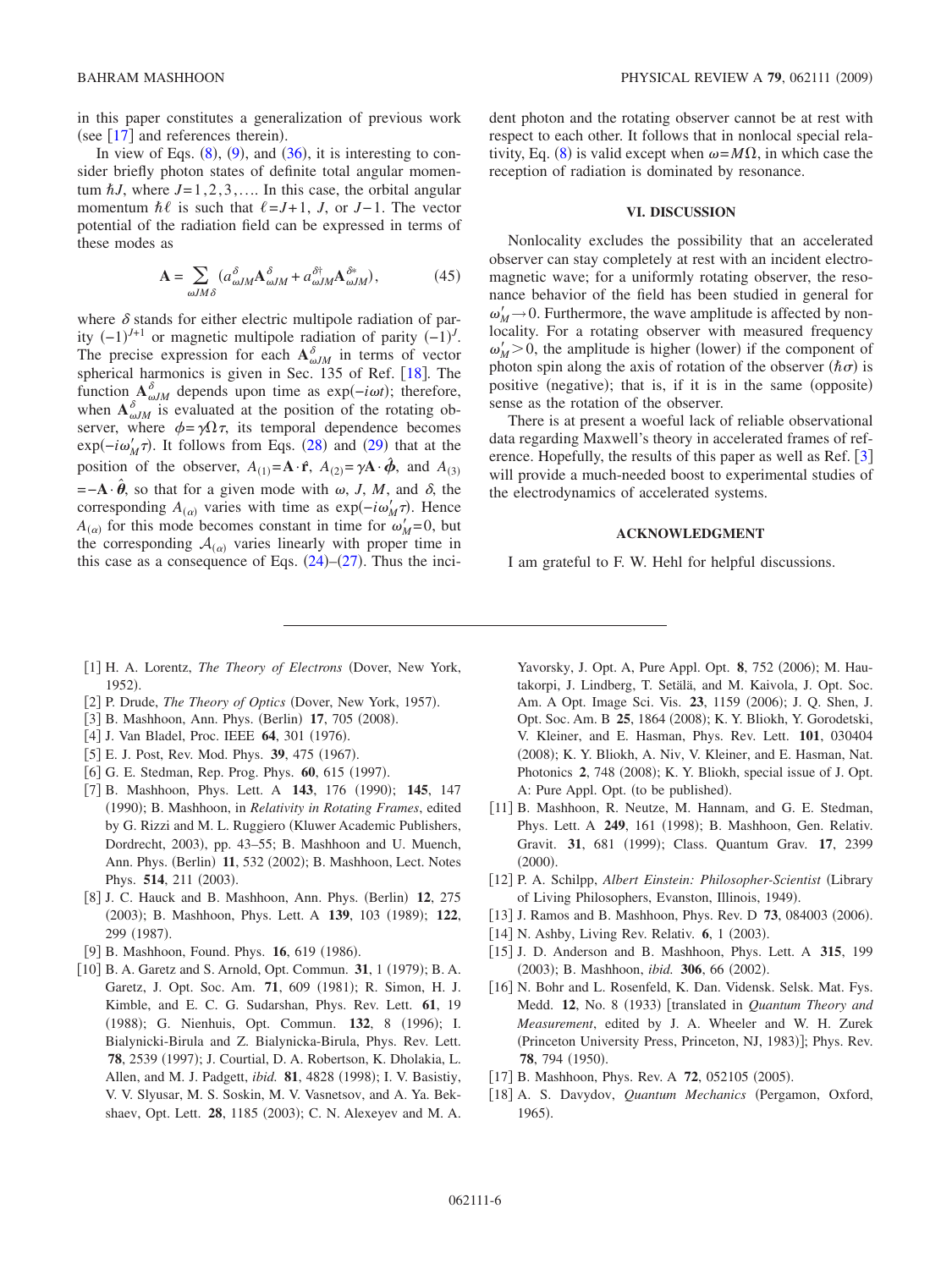in this paper constitutes a generalization of previous work (see [17] and references therein).

In view of Eqs. (8), (9), and (36), it is interesting to consider briefly photon states of definite total angular momentum $\hbar J$, where $J=1,2,3,\ldots$. In this case, the orbital angular momentum $\hbar \ell$ is such that $\ell = J+1$, $J$, or $J-1$. The vector potential of the radiation field can be expressed in terms of these modes as

$$\mathbf{A} = \sum_{\omega J M \delta} (a^{\delta}_{\omega J M} \mathbf{A}^{\delta}_{\omega J M} + a^{\delta\dagger}_{\omega J M} \mathbf{A}^{\delta *}_{\omega J M}), \tag{45}$$

where $\delta$ stands for either electric multipole radiation of parity $(-1)^{J+1}$ or magnetic multipole radiation of parity $(-1)^{J}$. The precise expression for each $\mathbf{A}^{\delta}_{\omega J M}$ in terms of vector spherical harmonics is given in Sec. 135 of Ref. [18]. The function $\mathbf{A}^{\delta}_{\omega J M}$ depends upon time as $\exp(-i\omega t)$; therefore, when $\mathbf{A}^{\delta}_{\omega J M}$ is evaluated at the position of the rotating observer, where $\phi = \gamma \Omega \tau$, its temporal dependence becomes $\exp(-i\omega'_M \tau)$. It follows from Eqs. (28) and (29) that at the position of the observer, $A_{(1)} = \mathbf{A} \cdot \hat{\mathbf{r}}$, $A_{(2)} = \gamma \mathbf{A} \cdot \hat{\boldsymbol{\phi}}$, and $A_{(3)} = -\mathbf{A} \cdot \hat{\boldsymbol{\theta}}$, so that for a given mode with $\omega$, $J$, $M$, and $\delta$, the corresponding $A_{(\alpha)}$ varies with time as $\exp(-i\omega'_M \tau)$. Hence $A_{(\alpha)}$ for this mode becomes constant in time for $\omega'_M = 0$, but the corresponding $\mathcal{A}_{(\alpha)}$ varies linearly with proper time in this case as a consequence of Eqs. (24)–(27). Thus the incident photon and the rotating observer cannot be at rest with respect to each other. It follows that in nonlocal special relativity, Eq. (8) is valid except when $\omega = M\Omega$, in which case the reception of radiation is dominated by resonance.

## VI. DISCUSSION

Nonlocality excludes the possibility that an accelerated observer can stay completely at rest with an incident electromagnetic wave; for a uniformly rotating observer, the resonance behavior of the field has been studied in general for $\omega'_M \to 0$. Furthermore, the wave amplitude is affected by nonlocality. For a rotating observer with measured frequency $\omega'_M > 0$, the amplitude is higher (lower) if the component of photon spin along the axis of rotation of the observer ($\hbar\sigma$) is positive (negative); that is, if it is in the same (opposite) sense as the rotation of the observer.

There is at present a woeful lack of reliable observational data regarding Maxwell's theory in accelerated frames of reference. Hopefully, the results of this paper as well as Ref. [3] will provide a much-needed boost to experimental studies of the electrodynamics of accelerated systems.

## ACKNOWLEDGMENT

I am grateful to F. W. Hehl for helpful discussions.

---

[1] H. A. Lorentz, *The Theory of Electrons* (Dover, New York, 1952).
[2] P. Drude, *The Theory of Optics* (Dover, New York, 1957).
[3] B. Mashhoon, Ann. Phys. (Berlin) **17**, 705 (2008).
[4] J. Van Bladel, Proc. IEEE **64**, 301 (1976).
[5] E. J. Post, Rev. Mod. Phys. **39**, 475 (1967).
[6] G. E. Stedman, Rep. Prog. Phys. **60**, 615 (1997).
[7] B. Mashhoon, Phys. Lett. A **143**, 176 (1990); **145**, 147 (1990); B. Mashhoon, in *Relativity in Rotating Frames*, edited by G. Rizzi and M. L. Ruggiero (Kluwer Academic Publishers, Dordrecht, 2003), pp. 43–55; B. Mashhoon and U. Muench, Ann. Phys. (Berlin) **11**, 532 (2002); B. Mashhoon, Lect. Notes Phys. **514**, 211 (2003).
[8] J. C. Hauck and B. Mashhoon, Ann. Phys. (Berlin) **12**, 275 (2003); B. Mashhoon, Phys. Lett. A **139**, 103 (1989); **122**, 299 (1987).
[9] B. Mashhoon, Found. Phys. **16**, 619 (1986).
[10] B. A. Garetz and S. Arnold, Opt. Commun. **31**, 1 (1979); B. A. Garetz, J. Opt. Soc. Am. **71**, 609 (1981); R. Simon, H. J. Kimble, and E. C. G. Sudarshan, Phys. Rev. Lett. **61**, 19 (1988); G. Nienhuis, Opt. Commun. **132**, 8 (1996); I. Bialynicki-Birula and Z. Bialynicka-Birula, Phys. Rev. Lett. **78**, 2539 (1997); J. Courtial, D. A. Robertson, K. Dholakia, L. Allen, and M. J. Padgett, *ibid.* **81**, 4828 (1998); I. V. Basistiy, V. V. Slyusar, M. S. Soskin, M. V. Vasnetsov, and A. Ya. Bekshaev, Opt. Lett. **28**, 1185 (2003); C. N. Alexeyev and M. A. Yavorsky, J. Opt. A, Pure Appl. Opt. **8**, 752 (2006); M. Hautakorpi, J. Lindberg, T. Setälä, and M. Kaivola, J. Opt. Soc. Am. A Opt. Image Sci. Vis. **23**, 1159 (2006); J. Q. Shen, J. Opt. Soc. Am. B **25**, 1864 (2008); K. Y. Bliokh, Y. Gorodetski, V. Kleiner, and E. Hasman, Phys. Rev. Lett. **101**, 030404 (2008); K. Y. Bliokh, A. Niv, V. Kleiner, and E. Hasman, Nat. Photonics **2**, 748 (2008); K. Y. Bliokh, special issue of J. Opt. A: Pure Appl. Opt. (to be published).
[11] B. Mashhoon, R. Neutze, M. Hannam, and G. E. Stedman, Phys. Lett. A **249**, 161 (1998); B. Mashhoon, Gen. Relativ. Gravit. **31**, 681 (1999); Class. Quantum Grav. **17**, 2399 (2000).
[12] P. A. Schilpp, *Albert Einstein: Philosopher-Scientist* (Library of Living Philosophers, Evanston, Illinois, 1949).
[13] J. Ramos and B. Mashhoon, Phys. Rev. D **73**, 084003 (2006).
[14] N. Ashby, Living Rev. Relativ. **6**, 1 (2003).
[15] J. D. Anderson and B. Mashhoon, Phys. Lett. A **315**, 199 (2003); B. Mashhoon, *ibid.* **306**, 66 (2002).
[16] N. Bohr and L. Rosenfeld, K. Dan. Vidensk. Selsk. Mat. Fys. Medd. **12**, No. 8 (1933) [translated in *Quantum Theory and Measurement*, edited by J. A. Wheeler and W. H. Zurek (Princeton University Press, Princeton, NJ, 1983)]; Phys. Rev. **78**, 794 (1950).
[17] B. Mashhoon, Phys. Rev. A **72**, 052105 (2005).
[18] A. S. Davydov, *Quantum Mechanics* (Pergamon, Oxford, 1965).